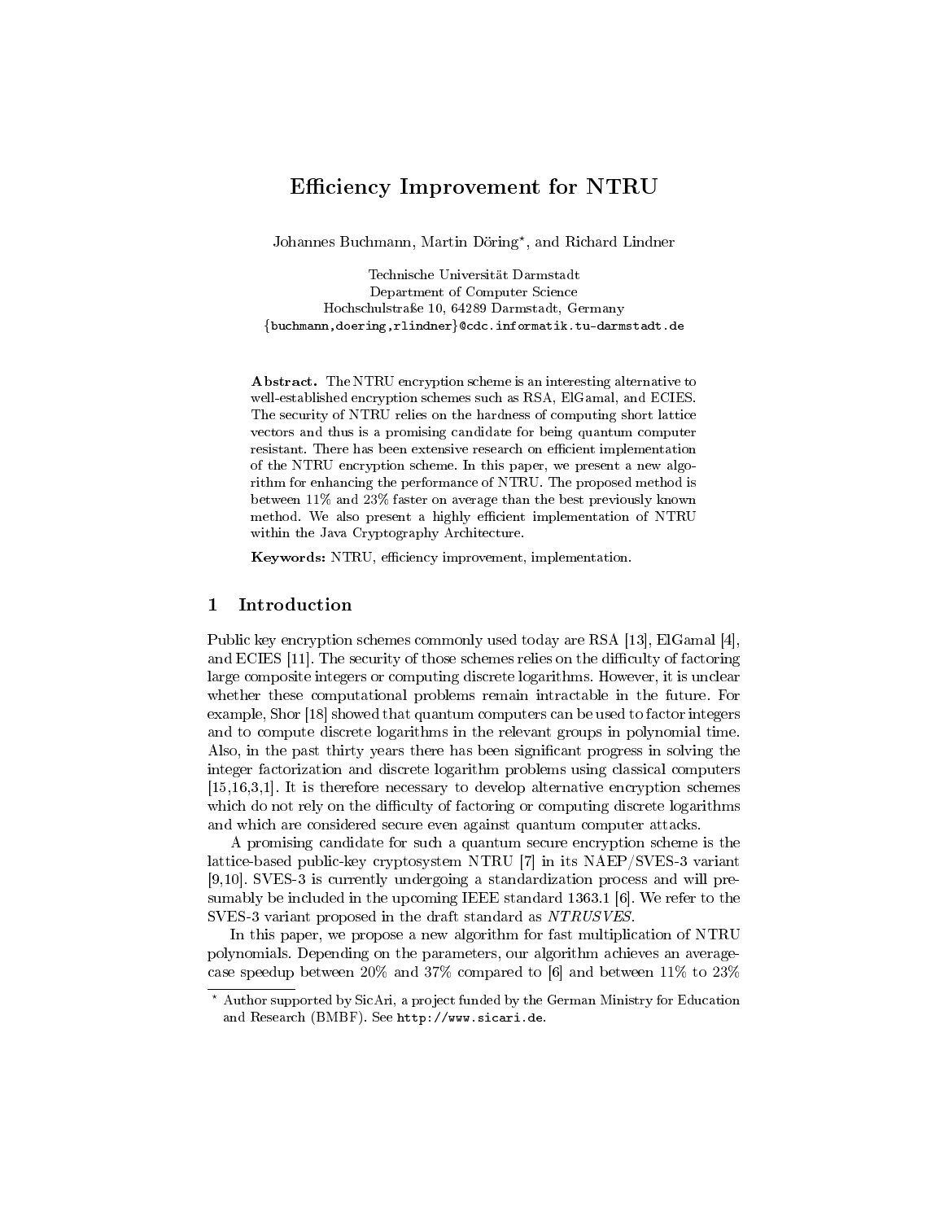# Efficiency Improvement for NTRU

Johannes Buchmann, Martin Döring*, and Richard Lindner

Technische Universität Darmstadt
Department of Computer Science
Hochschulstraße 10, 64289 Darmstadt, Germany
{buchmann,doering,rlindner}@cdc.informatik.tu-darmstadt.de

**Abstract.** The NTRU encryption scheme is an interesting alternative to well-established encryption schemes such as RSA, ElGamal, and ECIES. The security of NTRU relies on the hardness of computing short lattice vectors and thus is a promising candidate for being quantum computer resistant. There has been extensive research on efficient implementation of the NTRU encryption scheme. In this paper, we present a new algorithm for enhancing the performance of NTRU. The proposed method is between 11% and 23% faster on average than the best previously known method. We also present a highly efficient implementation of NTRU within the Java Cryptography Architecture.

**Keywords:** NTRU, efficiency improvement, implementation.

## 1 Introduction

Public key encryption schemes commonly used today are RSA [13], ElGamal [4], and ECIES [11]. The security of those schemes relies on the difficulty of factoring large composite integers or computing discrete logarithms. However, it is unclear whether these computational problems remain intractable in the future. For example, Shor [18] showed that quantum computers can be used to factor integers and to compute discrete logarithms in the relevant groups in polynomial time. Also, in the past thirty years there has been significant progress in solving the integer factorization and discrete logarithm problems using classical computers [15,16,3,1]. It is therefore necessary to develop alternative encryption schemes which do not rely on the difficulty of factoring or computing discrete logarithms and which are considered secure even against quantum computer attacks.

A promising candidate for such a quantum secure encryption scheme is the lattice-based public-key cryptosystem NTRU [7] in its NAEP/SVES-3 variant [9,10]. SVES-3 is currently undergoing a standardization process and will presumably be included in the upcoming IEEE standard 1363.1 [6]. We refer to the SVES-3 variant proposed in the draft standard as *NTRUSVES*.

In this paper, we propose a new algorithm for fast multiplication of NTRU polynomials. Depending on the parameters, our algorithm achieves an average-case speedup between 20% and 37% compared to [6] and between 11% to 23%

---

* Author supported by SicAri, a project funded by the German Ministry for Education and Research (BMBF). See http://www.sicari.de.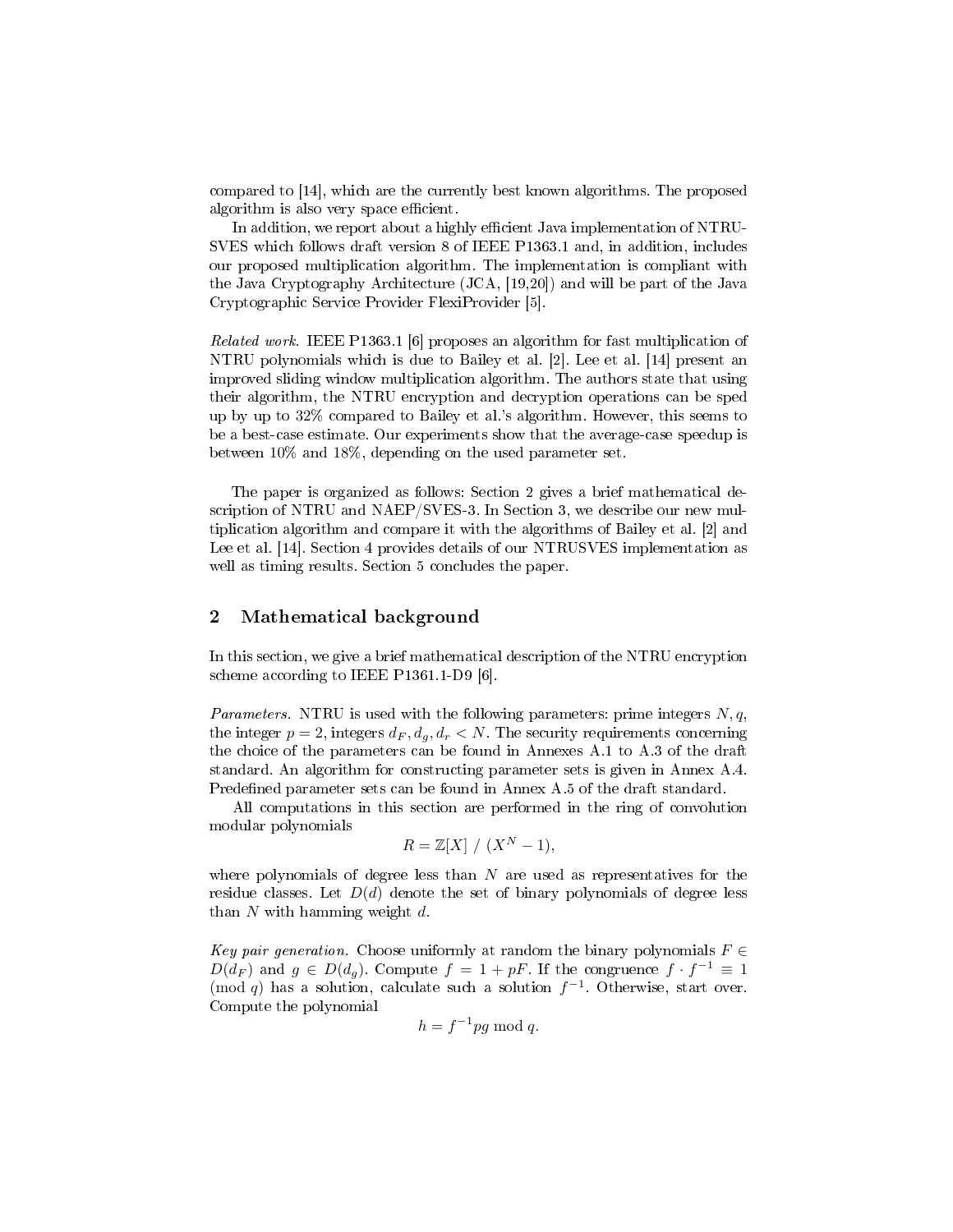compared to [14], which are the currently best known algorithms. The proposed algorithm is also very space efficient.

In addition, we report about a highly efficient Java implementation of NTRU-SVES which follows draft version 8 of IEEE P1363.1 and, in addition, includes our proposed multiplication algorithm. The implementation is compliant with the Java Cryptography Architecture (JCA, [19,20]) and will be part of the Java Cryptographic Service Provider FlexiProvider [5].

*Related work.* IEEE P1363.1 [6] proposes an algorithm for fast multiplication of NTRU polynomials which is due to Bailey et al. [2]. Lee et al. [14] present an improved sliding window multiplication algorithm. The authors state that using their algorithm, the NTRU encryption and decryption operations can be sped up by up to 32% compared to Bailey et al.'s algorithm. However, this seems to be a best-case estimate. Our experiments show that the average-case speedup is between 10% and 18%, depending on the used parameter set.

The paper is organized as follows: Section 2 gives a brief mathematical description of NTRU and NAEP/SVES-3. In Section 3, we describe our new multiplication algorithm and compare it with the algorithms of Bailey et al. [2] and Lee et al. [14]. Section 4 provides details of our NTRUSVES implementation as well as timing results. Section 5 concludes the paper.

## 2 Mathematical background

In this section, we give a brief mathematical description of the NTRU encryption scheme according to IEEE P1361.1-D9 [6].

*Parameters.* NTRU is used with the following parameters: prime integers $N, q$, the integer $p = 2$, integers $d_F, d_g, d_r < N$. The security requirements concerning the choice of the parameters can be found in Annexes A.1 to A.3 of the draft standard. An algorithm for constructing parameter sets is given in Annex A.4. Predefined parameter sets can be found in Annex A.5 of the draft standard.

All computations in this section are performed in the ring of convolution modular polynomials

$$R = \mathbb{Z}[X] \ / \ (X^N - 1),$$

where polynomials of degree less than $N$ are used as representatives for the residue classes. Let $D(d)$ denote the set of binary polynomials of degree less than $N$ with hamming weight $d$.

*Key pair generation.* Choose uniformly at random the binary polynomials $F \in D(d_F)$ and $g \in D(d_g)$. Compute $f = 1 + pF$. If the congruence $f \cdot f^{-1} \equiv 1 \pmod{q}$ has a solution, calculate such a solution $f^{-1}$. Otherwise, start over. Compute the polynomial

$$h = f^{-1}pg \bmod q.$$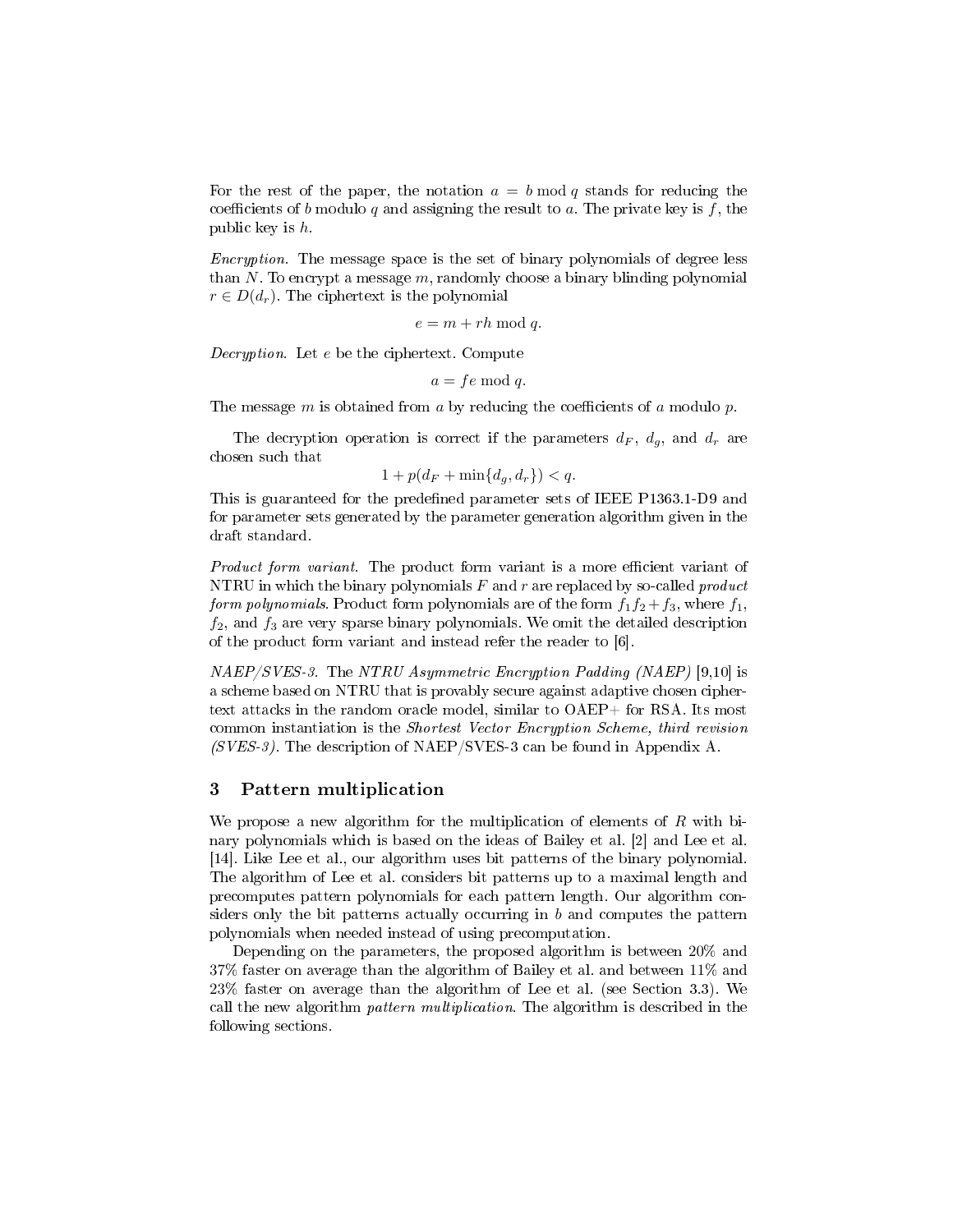For the rest of the paper, the notation $a = b \bmod q$ stands for reducing the coefficients of $b$ modulo $q$ and assigning the result to $a$. The private key is $f$, the public key is $h$.

*Encryption.* The message space is the set of binary polynomials of degree less than $N$. To encrypt a message $m$, randomly choose a binary blinding polynomial $r \in D(d_r)$. The ciphertext is the polynomial

$$e = m + rh \bmod q.$$

*Decryption.* Let $e$ be the ciphertext. Compute

$$a = fe \bmod q.$$

The message $m$ is obtained from $a$ by reducing the coefficients of $a$ modulo $p$.

The decryption operation is correct if the parameters $d_F$, $d_g$, and $d_r$ are chosen such that

$$1 + p(d_F + \min\{d_g, d_r\}) < q.$$

This is guaranteed for the predefined parameter sets of IEEE P1363.1-D9 and for parameter sets generated by the parameter generation algorithm given in the draft standard.

*Product form variant.* The product form variant is a more efficient variant of NTRU in which the binary polynomials $F$ and $r$ are replaced by so-called *product form polynomials*. Product form polynomials are of the form $f_1 f_2 + f_3$, where $f_1$, $f_2$, and $f_3$ are very sparse binary polynomials. We omit the detailed description of the product form variant and instead refer the reader to [6].

*NAEP/SVES-3.* The *NTRU Asymmetric Encryption Padding (NAEP)* [9,10] is a scheme based on NTRU that is provably secure against adaptive chosen ciphertext attacks in the random oracle model, similar to OAEP+ for RSA. Its most common instantiation is the *Shortest Vector Encryption Scheme, third revision (SVES-3)*. The description of NAEP/SVES-3 can be found in Appendix A.

## 3 Pattern multiplication

We propose a new algorithm for the multiplication of elements of $R$ with binary polynomials which is based on the ideas of Bailey et al. [2] and Lee et al. [14]. Like Lee et al., our algorithm uses bit patterns of the binary polynomial. The algorithm of Lee et al. considers bit patterns up to a maximal length and precomputes pattern polynomials for each pattern length. Our algorithm considers only the bit patterns actually occurring in $b$ and computes the pattern polynomials when needed instead of using precomputation.

Depending on the parameters, the proposed algorithm is between 20% and 37% faster on average than the algorithm of Bailey et al. and between 11% and 23% faster on average than the algorithm of Lee et al. (see Section 3.3). We call the new algorithm *pattern multiplication*. The algorithm is described in the following sections.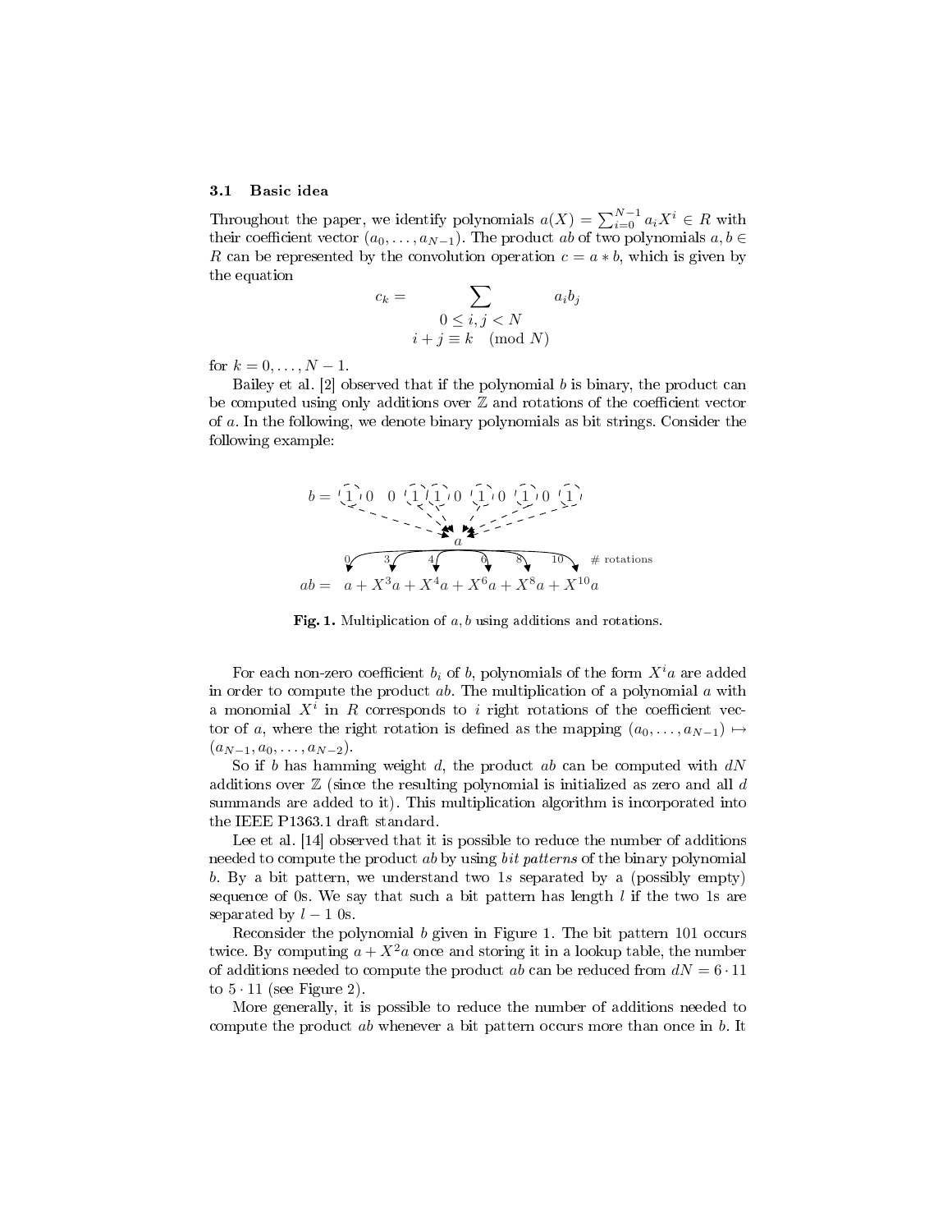### 3.1 Basic idea

Throughout the paper, we identify polynomials $a(X) = \sum_{i=0}^{N-1} a_i X^i \in R$ with their coefficient vector $(a_0, \ldots, a_{N-1})$. The product $ab$ of two polynomials $a, b \in R$ can be represented by the convolution operation $c = a * b$, which is given by the equation

$$c_k = \sum_{\substack{0 \leq i, j < N \\ i + j \equiv k \pmod{N}}} a_i b_j$$

for $k = 0, \ldots, N-1$.

Bailey et al. [2] observed that if the polynomial $b$ is binary, the product can be computed using only additions over $\mathbb{Z}$ and rotations of the coefficient vector of $a$. In the following, we denote binary polynomials as bit strings. Consider the following example:

$$b = 1\,0\,0\,1\,1\,0\,1\,0\,1\,0\,1$$

$$ab = a + X^3a + X^4a + X^6a + X^8a + X^{10}a$$

**Fig. 1.** Multiplication of $a, b$ using additions and rotations.

For each non-zero coefficient $b_i$ of $b$, polynomials of the form $X^i a$ are added in order to compute the product $ab$. The multiplication of a polynomial $a$ with a monomial $X^i$ in $R$ corresponds to $i$ right rotations of the coefficient vector of $a$, where the right rotation is defined as the mapping $(a_0, \ldots, a_{N-1}) \mapsto (a_{N-1}, a_0, \ldots, a_{N-2})$.

So if $b$ has hamming weight $d$, the product $ab$ can be computed with $dN$ additions over $\mathbb{Z}$ (since the resulting polynomial is initialized as zero and all $d$ summands are added to it). This multiplication algorithm is incorporated into the IEEE P1363.1 draft standard.

Lee et al. [14] observed that it is possible to reduce the number of additions needed to compute the product $ab$ by using *bit patterns* of the binary polynomial $b$. By a bit pattern, we understand two 1s separated by a (possibly empty) sequence of 0s. We say that such a bit pattern has length $l$ if the two 1s are separated by $l-1$ 0s.

Reconsider the polynomial $b$ given in Figure 1. The bit pattern 101 occurs twice. By computing $a + X^2a$ once and storing it in a lookup table, the number of additions needed to compute the product $ab$ can be reduced from $dN = 6 \cdot 11$ to $5 \cdot 11$ (see Figure 2).

More generally, it is possible to reduce the number of additions needed to compute the product $ab$ whenever a bit pattern occurs more than once in $b$. It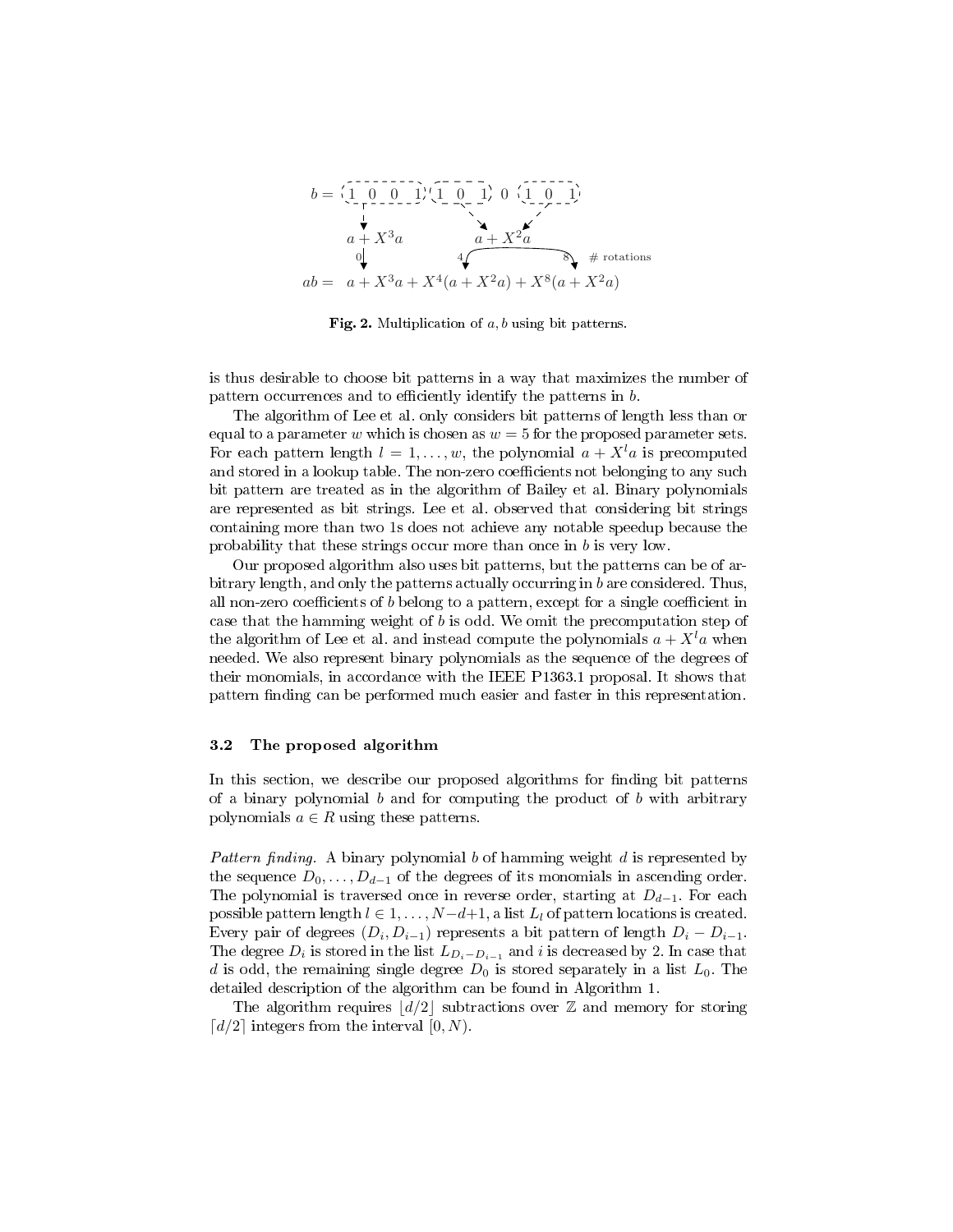$$b = \underbrace{1\ 0\ 0\ 1}\ \underbrace{1\ 0\ 1}\ 0\ \underbrace{1\ 0\ 1}$$

$$a + X^3 a \qquad a + X^2 a$$

$$ab = a + X^3 a + X^4(a + X^2 a) + X^8(a + X^2 a)$$

**Fig. 2.** Multiplication of $a, b$ using bit patterns.

is thus desirable to choose bit patterns in a way that maximizes the number of pattern occurrences and to efficiently identify the patterns in $b$.

The algorithm of Lee et al. only considers bit patterns of length less than or equal to a parameter $w$ which is chosen as $w = 5$ for the proposed parameter sets. For each pattern length $l = 1, \ldots, w$, the polynomial $a + X^l a$ is precomputed and stored in a lookup table. The non-zero coefficients not belonging to any such bit pattern are treated as in the algorithm of Bailey et al. Binary polynomials are represented as bit strings. Lee et al. observed that considering bit strings containing more than two 1s does not achieve any notable speedup because the probability that these strings occur more than once in $b$ is very low.

Our proposed algorithm also uses bit patterns, but the patterns can be of arbitrary length, and only the patterns actually occurring in $b$ are considered. Thus, all non-zero coefficients of $b$ belong to a pattern, except for a single coefficient in case that the hamming weight of $b$ is odd. We omit the precomputation step of the algorithm of Lee et al. and instead compute the polynomials $a + X^l a$ when needed. We also represent binary polynomials as the sequence of the degrees of their monomials, in accordance with the IEEE P1363.1 proposal. It shows that pattern finding can be performed much easier and faster in this representation.

### 3.2 The proposed algorithm

In this section, we describe our proposed algorithms for finding bit patterns of a binary polynomial $b$ and for computing the product of $b$ with arbitrary polynomials $a \in R$ using these patterns.

*Pattern finding.* A binary polynomial $b$ of hamming weight $d$ is represented by the sequence $D_0, \ldots, D_{d-1}$ of the degrees of its monomials in ascending order. The polynomial is traversed once in reverse order, starting at $D_{d-1}$. For each possible pattern length $l \in 1, \ldots, N-d+1$, a list $L_l$ of pattern locations is created. Every pair of degrees $(D_i, D_{i-1})$ represents a bit pattern of length $D_i - D_{i-1}$. The degree $D_i$ is stored in the list $L_{D_i - D_{i-1}}$ and $i$ is decreased by 2. In case that $d$ is odd, the remaining single degree $D_0$ is stored separately in a list $L_0$. The detailed description of the algorithm can be found in Algorithm 1.

The algorithm requires $\lfloor d/2 \rfloor$ subtractions over $\mathbb{Z}$ and memory for storing $\lceil d/2 \rceil$ integers from the interval $[0, N)$.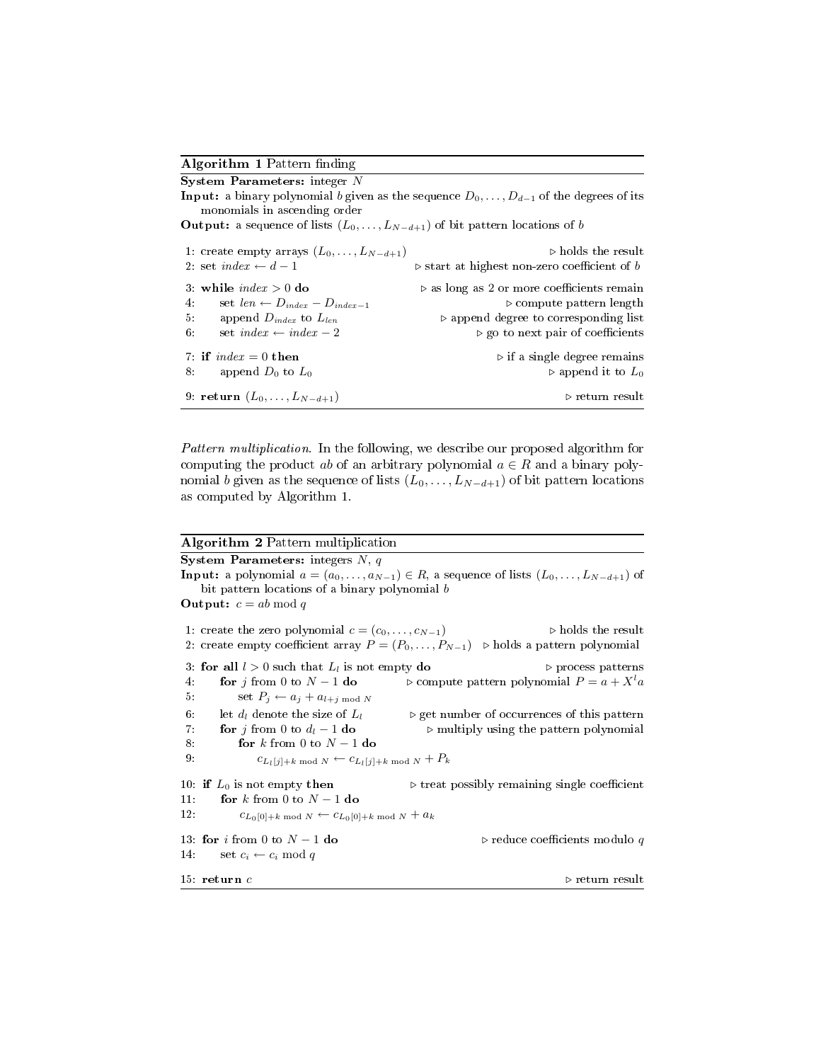**Algorithm 1** Pattern finding

**System Parameters:** integer $N$

**Input:** a binary polynomial $b$ given as the sequence $D_0, \ldots, D_{d-1}$ of the degrees of its monomials in ascending order

**Output:** a sequence of lists $(L_0, \ldots, L_{N-d+1})$ of bit pattern locations of $b$

```
1: create empty arrays (L_0, ..., L_{N-d+1})            ▷ holds the result
2: set index ← d − 1                      ▷ start at highest non-zero coefficient of b
3: while index > 0 do                     ▷ as long as 2 or more coefficients remain
4:     set len ← D_index − D_{index−1}                    ▷ compute pattern length
5:     append D_index to L_len            ▷ append degree to corresponding list
6:     set index ← index − 2                  ▷ go to next pair of coefficients
7: if index = 0 then                              ▷ if a single degree remains
8:     append D_0 to L_0                                  ▷ append it to L_0
9: return (L_0, ..., L_{N-d+1})                             ▷ return result
```

*Pattern multiplication.* In the following, we describe our proposed algorithm for computing the product $ab$ of an arbitrary polynomial $a \in R$ and a binary polynomial $b$ given as the sequence of lists $(L_0, \ldots, L_{N-d+1})$ of bit pattern locations as computed by Algorithm 1.

**Algorithm 2** Pattern multiplication

**System Parameters:** integers $N$, $q$

**Input:** a polynomial $a = (a_0, \ldots, a_{N-1}) \in R$, a sequence of lists $(L_0, \ldots, L_{N-d+1})$ of bit pattern locations of a binary polynomial $b$

**Output:** $c = ab \bmod q$

```
1: create the zero polynomial c = (c_0, ..., c_{N−1})          ▷ holds the result
2: create empty coefficient array P = (P_0, ..., P_{N−1})  ▷ holds a pattern polynomial
3: for all l > 0 such that L_l is not empty do                ▷ process patterns
4:     for j from 0 to N − 1 do          ▷ compute pattern polynomial P = a + X^l a
5:         set P_j ← a_j + a_{l+j mod N}
6:     let d_l denote the size of L_l       ▷ get number of occurrences of this pattern
7:     for j from 0 to d_l − 1 do              ▷ multiply using the pattern polynomial
8:         for k from 0 to N − 1 do
9:             c_{L_l[j]+k mod N} ← c_{L_l[j]+k mod N} + P_k
10: if L_0 is not empty then             ▷ treat possibly remaining single coefficient
11:     for k from 0 to N − 1 do
12:         c_{L_0[0]+k mod N} ← c_{L_0[0]+k mod N} + a_k
13: for i from 0 to N − 1 do                       ▷ reduce coefficients modulo q
14:     set c_i ← c_i mod q
15: return c                                                ▷ return result
```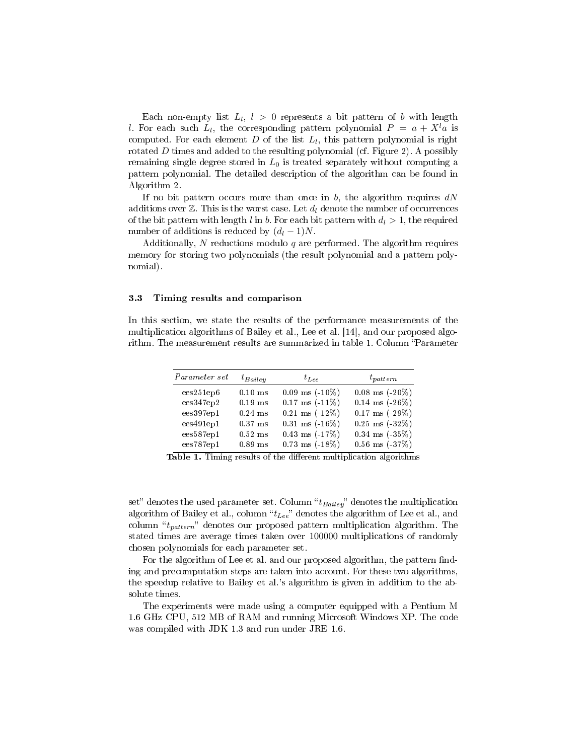Each non-empty list $L_l$, $l > 0$ represents a bit pattern of $b$ with length $l$. For each such $L_l$, the corresponding pattern polynomial $P = a + X^l a$ is computed. For each element $D$ of the list $L_l$, this pattern polynomial is right rotated $D$ times and added to the resulting polynomial (cf. Figure 2). A possibly remaining single degree stored in $L_0$ is treated separately without computing a pattern polynomial. The detailed description of the algorithm can be found in Algorithm 2.

If no bit pattern occurs more than once in $b$, the algorithm requires $dN$ additions over $\mathbb{Z}$. This is the worst case. Let $d_l$ denote the number of occurrences of the bit pattern with length $l$ in $b$. For each bit pattern with $d_l > 1$, the required number of additions is reduced by $(d_l - 1)N$.

Additionally, $N$ reductions modulo $q$ are performed. The algorithm requires memory for storing two polynomials (the result polynomial and a pattern polynomial).

### 3.3 Timing results and comparison

In this section, we state the results of the performance measurements of the multiplication algorithms of Bailey et al., Lee et al. [14], and our proposed algorithm. The measurement results are summarized in table 1. Column "Parameter set" denotes the used parameter set. Column "$t_{Bailey}$" denotes the multiplication algorithm of Bailey et al., column "$t_{Lee}$" denotes the algorithm of Lee et al., and column "$t_{pattern}$" denotes our proposed pattern multiplication algorithm. The stated times are average times taken over 100000 multiplications of randomly chosen polynomials for each parameter set.

| *Parameter set* | $t_{Bailey}$ | $t_{Lee}$ | $t_{pattern}$ |
|---|---|---|---|
| ees251ep6 | 0.10 ms | 0.09 ms (-10%) | 0.08 ms (-20%) |
| ees347ep2 | 0.19 ms | 0.17 ms (-11%) | 0.14 ms (-26%) |
| ees397ep1 | 0.24 ms | 0.21 ms (-12%) | 0.17 ms (-29%) |
| ees491ep1 | 0.37 ms | 0.31 ms (-16%) | 0.25 ms (-32%) |
| ees587ep1 | 0.52 ms | 0.43 ms (-17%) | 0.34 ms (-35%) |
| ees787ep1 | 0.89 ms | 0.73 ms (-18%) | 0.56 ms (-37%) |

**Table 1.** Timing results of the different multiplication algorithms

For the algorithm of Lee et al. and our proposed algorithm, the pattern finding and precomputation steps are taken into account. For these two algorithms, the speedup relative to Bailey et al.'s algorithm is given in addition to the absolute times.

The experiments were made using a computer equipped with a Pentium M 1.6 GHz CPU, 512 MB of RAM and running Microsoft Windows XP. The code was compiled with JDK 1.3 and run under JRE 1.6.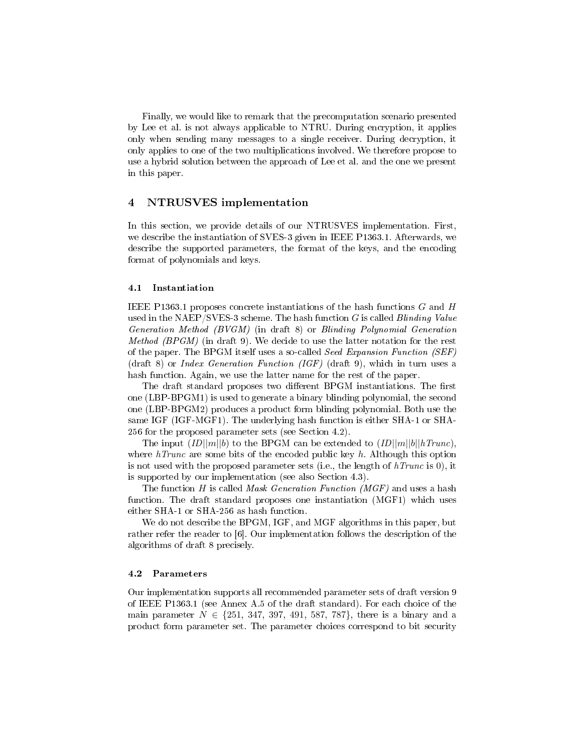Finally, we would like to remark that the precomputation scenario presented by Lee et al. is not always applicable to NTRU. During encryption, it applies only when sending many messages to a single receiver. During decryption, it only applies to one of the two multiplications involved. We therefore propose to use a hybrid solution between the approach of Lee et al. and the one we present in this paper.

## 4 NTRUSVES implementation

In this section, we provide details of our NTRUSVES implementation. First, we describe the instantiation of SVES-3 given in IEEE P1363.1. Afterwards, we describe the supported parameters, the format of the keys, and the encoding format of polynomials and keys.

### 4.1 Instantiation

IEEE P1363.1 proposes concrete instantiations of the hash functions $G$ and $H$ used in the NAEP/SVES-3 scheme. The hash function $G$ is called *Blinding Value Generation Method (BVGM)* (in draft 8) or *Blinding Polynomial Generation Method (BPGM)* (in draft 9). We decide to use the latter notation for the rest of the paper. The BPGM itself uses a so-called *Seed Expansion Function (SEF)* (draft 8) or *Index Generation Function (IGF)* (draft 9), which in turn uses a hash function. Again, we use the latter name for the rest of the paper.

The draft standard proposes two different BPGM instantiations. The first one (LBP-BPGM1) is used to generate a binary blinding polynomial, the second one (LBP-BPGM2) produces a product form blinding polynomial. Both use the same IGF (IGF-MGF1). The underlying hash function is either SHA-1 or SHA-256 for the proposed parameter sets (see Section 4.2).

The input $(ID||m||b)$ to the BPGM can be extended to $(ID||m||b||hTrunc)$, where $hTrunc$ are some bits of the encoded public key $h$. Although this option is not used with the proposed parameter sets (i.e., the length of $hTrunc$ is 0), it is supported by our implementation (see also Section 4.3).

The function $H$ is called *Mask Generation Function (MGF)* and uses a hash function. The draft standard proposes one instantiation (MGF1) which uses either SHA-1 or SHA-256 as hash function.

We do not describe the BPGM, IGF, and MGF algorithms in this paper, but rather refer the reader to [6]. Our implementation follows the description of the algorithms of draft 8 precisely.

### 4.2 Parameters

Our implementation supports all recommended parameter sets of draft version 9 of IEEE P1363.1 (see Annex A.5 of the draft standard). For each choice of the main parameter $N \in \{251, 347, 397, 491, 587, 787\}$, there is a binary and a product form parameter set. The parameter choices correspond to bit security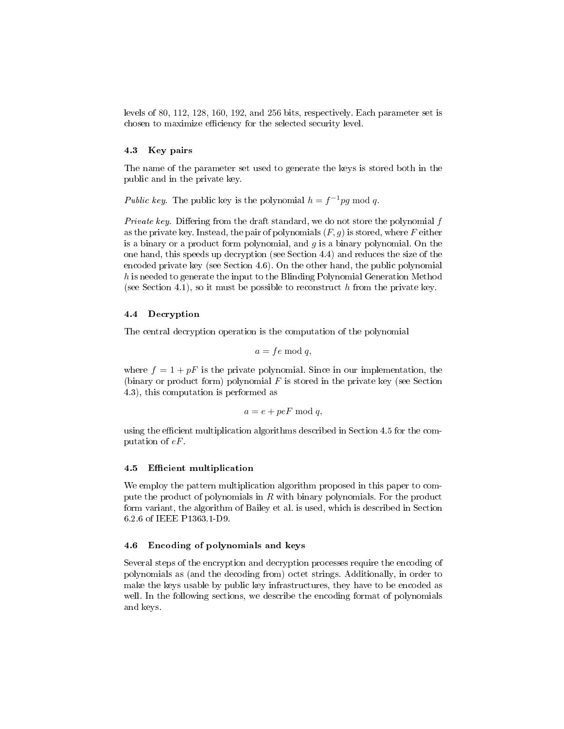levels of 80, 112, 128, 160, 192, and 256 bits, respectively. Each parameter set is chosen to maximize efficiency for the selected security level.

### 4.3 Key pairs

The name of the parameter set used to generate the keys is stored both in the public and in the private key.

*Public key.* The public key is the polynomial $h = f^{-1}pg \bmod q$.

*Private key.* Differing from the draft standard, we do not store the polynomial $f$ as the private key. Instead, the pair of polynomials $(F, g)$ is stored, where $F$ either is a binary or a product form polynomial, and $g$ is a binary polynomial. On the one hand, this speeds up decryption (see Section 4.4) and reduces the size of the encoded private key (see Section 4.6). On the other hand, the public polynomial $h$ is needed to generate the input to the Blinding Polynomial Generation Method (see Section 4.1), so it must be possible to reconstruct $h$ from the private key.

### 4.4 Decryption

The central decryption operation is the computation of the polynomial

$$a = fe \bmod q,$$

where $f = 1 + pF$ is the private polynomial. Since in our implementation, the (binary or product form) polynomial $F$ is stored in the private key (see Section 4.3), this computation is performed as

$$a = e + peF \bmod q,$$

using the efficient multiplication algorithms described in Section 4.5 for the computation of $eF$.

### 4.5 Efficient multiplication

We employ the pattern multiplication algorithm proposed in this paper to compute the product of polynomials in $R$ with binary polynomials. For the product form variant, the algorithm of Bailey et al. is used, which is described in Section 6.2.6 of IEEE P1363.1-D9.

### 4.6 Encoding of polynomials and keys

Several steps of the encryption and decryption processes require the encoding of polynomials as (and the decoding from) octet strings. Additionally, in order to make the keys usable by public key infrastructures, they have to be encoded as well. In the following sections, we describe the encoding format of polynomials and keys.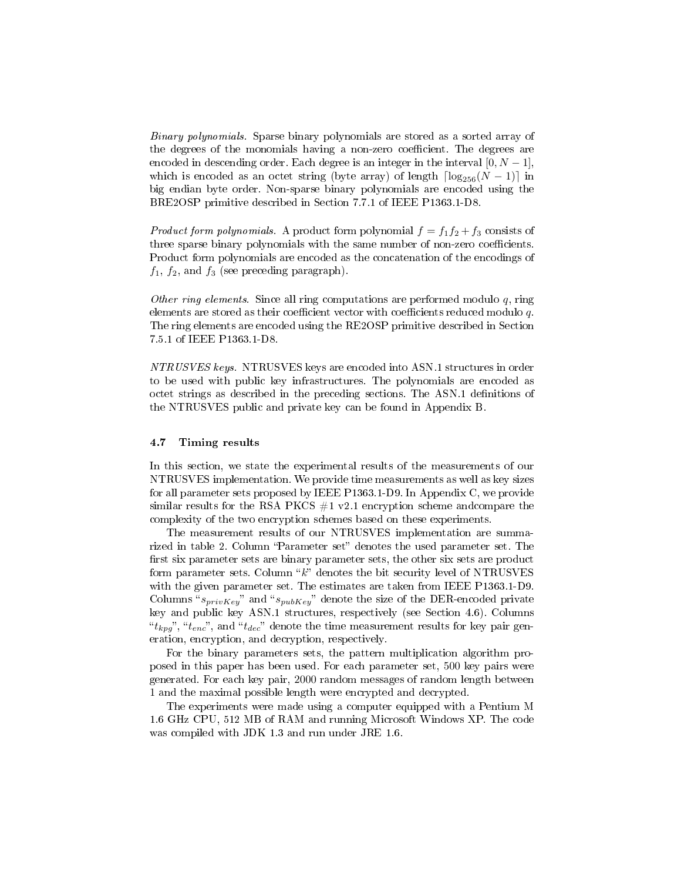*Binary polynomials.* Sparse binary polynomials are stored as a sorted array of the degrees of the monomials having a non-zero coefficient. The degrees are encoded in descending order. Each degree is an integer in the interval $[0, N-1]$, which is encoded as an octet string (byte array) of length $\lceil \log_{256}(N-1) \rceil$ in big endian byte order. Non-sparse binary polynomials are encoded using the BRE2OSP primitive described in Section 7.7.1 of IEEE P1363.1-D8.

*Product form polynomials.* A product form polynomial $f = f_1 f_2 + f_3$ consists of three sparse binary polynomials with the same number of non-zero coefficients. Product form polynomials are encoded as the concatenation of the encodings of $f_1$, $f_2$, and $f_3$ (see preceding paragraph).

*Other ring elements.* Since all ring computations are performed modulo $q$, ring elements are stored as their coefficient vector with coefficients reduced modulo $q$. The ring elements are encoded using the RE2OSP primitive described in Section 7.5.1 of IEEE P1363.1-D8.

*NTRUSVES keys.* NTRUSVES keys are encoded into ASN.1 structures in order to be used with public key infrastructures. The polynomials are encoded as octet strings as described in the preceding sections. The ASN.1 definitions of the NTRUSVES public and private key can be found in Appendix B.

### 4.7 Timing results

In this section, we state the experimental results of the measurements of our NTRUSVES implementation. We provide time measurements as well as key sizes for all parameter sets proposed by IEEE P1363.1-D9. In Appendix C, we provide similar results for the RSA PKCS #1 v2.1 encryption scheme andcompare the complexity of the two encryption schemes based on these experiments.

The measurement results of our NTRUSVES implementation are summarized in table 2. Column "Parameter set" denotes the used parameter set. The first six parameter sets are binary parameter sets, the other six sets are product form parameter sets. Column "$k$" denotes the bit security level of NTRUSVES with the given parameter set. The estimates are taken from IEEE P1363.1-D9. Columns "$s_{privKey}$" and "$s_{pubKey}$" denote the size of the DER-encoded private key and public key ASN.1 structures, respectively (see Section 4.6). Columns "$t_{kpg}$", "$t_{enc}$", and "$t_{dec}$" denote the time measurement results for key pair generation, encryption, and decryption, respectively.

For the binary parameters sets, the pattern multiplication algorithm proposed in this paper has been used. For each parameter set, 500 key pairs were generated. For each key pair, 2000 random messages of random length between 1 and the maximal possible length were encrypted and decrypted.

The experiments were made using a computer equipped with a Pentium M 1.6 GHz CPU, 512 MB of RAM and running Microsoft Windows XP. The code was compiled with JDK 1.3 and run under JRE 1.6.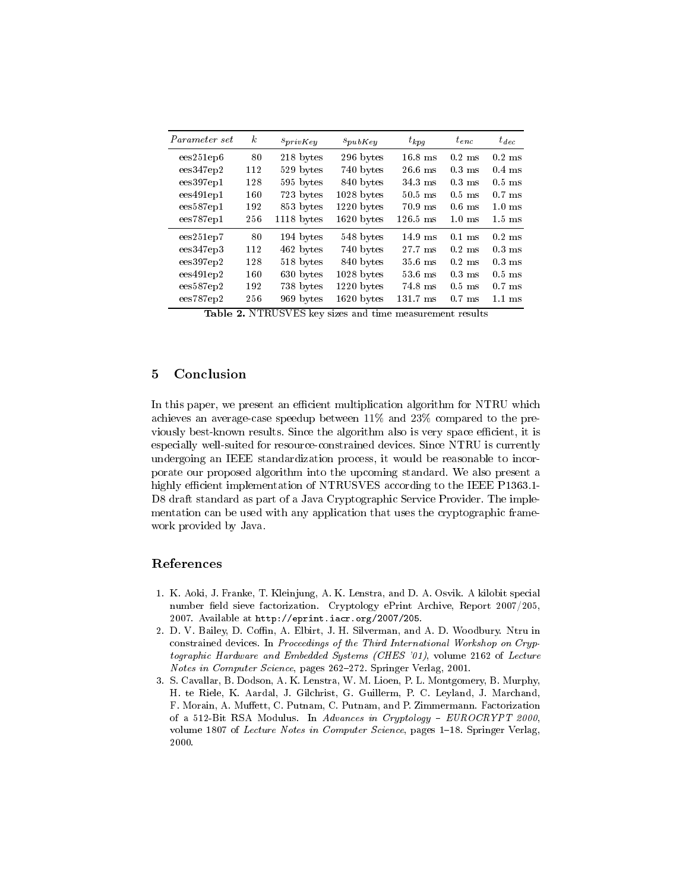| *Parameter set* | $k$ | $s_{privKey}$ | $s_{pubKey}$ | $t_{kpg}$ | $t_{enc}$ | $t_{dec}$ |
|---|---|---|---|---|---|---|
| ees251ep6 | 80 | 218 bytes | 296 bytes | 16.8 ms | 0.2 ms | 0.2 ms |
| ees347ep2 | 112 | 529 bytes | 740 bytes | 26.6 ms | 0.3 ms | 0.4 ms |
| ees397ep1 | 128 | 595 bytes | 840 bytes | 34.3 ms | 0.3 ms | 0.5 ms |
| ees491ep1 | 160 | 723 bytes | 1028 bytes | 50.5 ms | 0.5 ms | 0.7 ms |
| ees587ep1 | 192 | 853 bytes | 1220 bytes | 70.9 ms | 0.6 ms | 1.0 ms |
| ees787ep1 | 256 | 1118 bytes | 1620 bytes | 126.5 ms | 1.0 ms | 1.5 ms |
| ees251ep7 | 80 | 194 bytes | 548 bytes | 14.9 ms | 0.1 ms | 0.2 ms |
| ees347ep3 | 112 | 462 bytes | 740 bytes | 27.7 ms | 0.2 ms | 0.3 ms |
| ees397ep2 | 128 | 518 bytes | 840 bytes | 35.6 ms | 0.2 ms | 0.3 ms |
| ees491ep2 | 160 | 630 bytes | 1028 bytes | 53.6 ms | 0.3 ms | 0.5 ms |
| ees587ep2 | 192 | 738 bytes | 1220 bytes | 74.8 ms | 0.5 ms | 0.7 ms |
| ees787ep2 | 256 | 969 bytes | 1620 bytes | 131.7 ms | 0.7 ms | 1.1 ms |

**Table 2.** NTRUSVES key sizes and time measurement results

## 5 Conclusion

In this paper, we present an efficient multiplication algorithm for NTRU which achieves an average-case speedup between 11% and 23% compared to the previously best-known results. Since the algorithm also is very space efficient, it is especially well-suited for resource-constrained devices. Since NTRU is currently undergoing an IEEE standardization process, it would be reasonable to incorporate our proposed algorithm into the upcoming standard. We also present a highly efficient implementation of NTRUSVES according to the IEEE P1363.1-D8 draft standard as part of a Java Cryptographic Service Provider. The implementation can be used with any application that uses the cryptographic framework provided by Java.

## References

1. K. Aoki, J. Franke, T. Kleinjung, A. K. Lenstra, and D. A. Osvik. A kilobit special number field sieve factorization. Cryptology ePrint Archive, Report 2007/205, 2007. Available at `http://eprint.iacr.org/2007/205`.
2. D. V. Bailey, D. Coffin, A. Elbirt, J. H. Silverman, and A. D. Woodbury. Ntru in constrained devices. In *Proceedings of the Third International Workshop on Cryptographic Hardware and Embedded Systems (CHES '01)*, volume 2162 of *Lecture Notes in Computer Science*, pages 262–272. Springer Verlag, 2001.
3. S. Cavallar, B. Dodson, A. K. Lenstra, W. M. Lioen, P. L. Montgomery, B. Murphy, H. te Riele, K. Aardal, J. Gilchrist, G. Guillerm, P. C. Leyland, J. Marchand, F. Morain, A. Muffett, C. Putnam, C. Putnam, and P. Zimmermann. Factorization of a 512-Bit RSA Modulus. In *Advances in Cryptology – EUROCRYPT 2000*, volume 1807 of *Lecture Notes in Computer Science*, pages 1–18. Springer Verlag, 2000.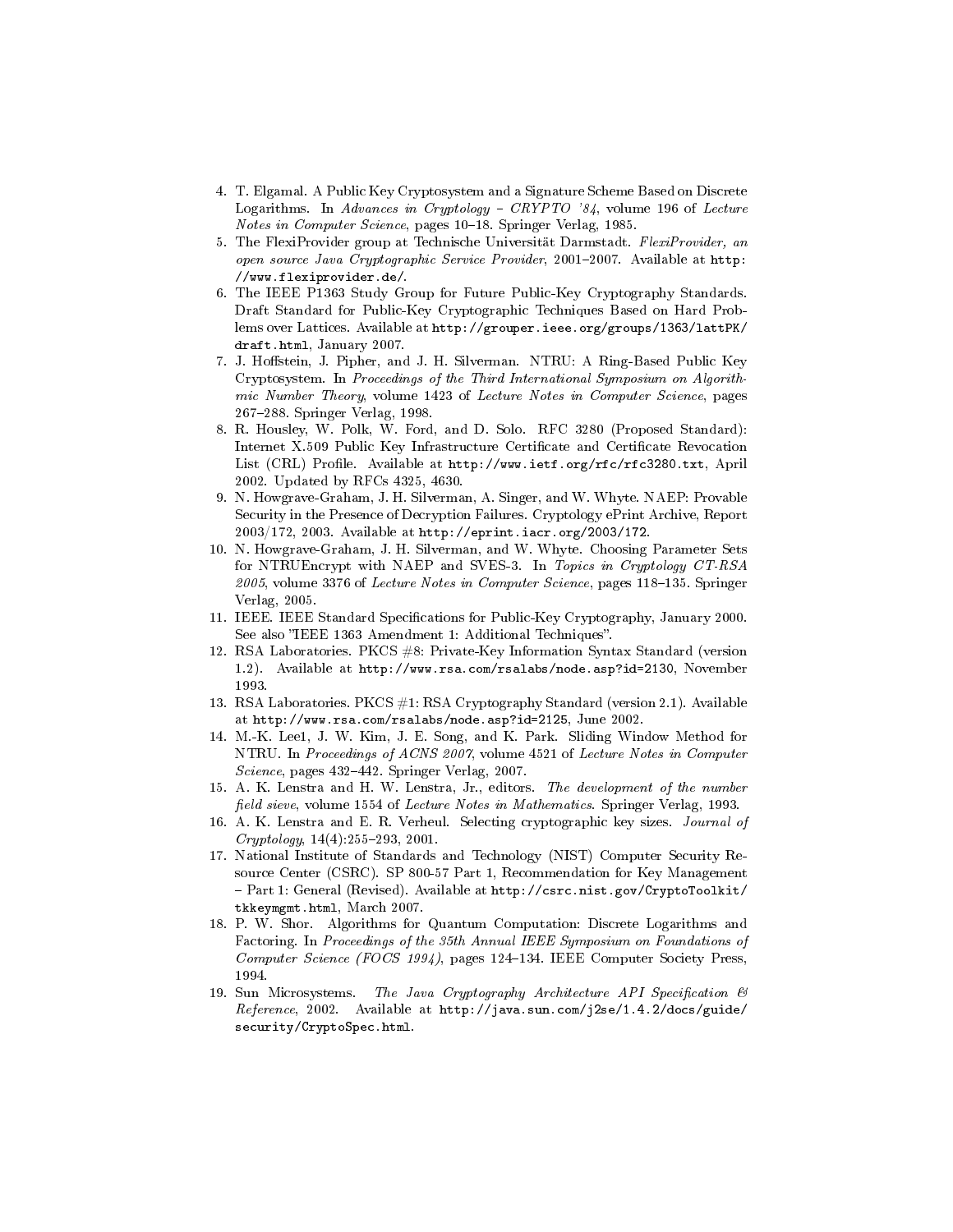4. T. Elgamal. A Public Key Cryptosystem and a Signature Scheme Based on Discrete Logarithms. In *Advances in Cryptology - CRYPTO '84*, volume 196 of *Lecture Notes in Computer Science*, pages 10–18. Springer Verlag, 1985.
5. The FlexiProvider group at Technische Universität Darmstadt. *FlexiProvider, an open source Java Cryptographic Service Provider*, 2001–2007. Available at `http://www.flexiprovider.de/`.
6. The IEEE P1363 Study Group for Future Public-Key Cryptography Standards. Draft Standard for Public-Key Cryptographic Techniques Based on Hard Problems over Lattices. Available at `http://grouper.ieee.org/groups/1363/lattPK/draft.html`, January 2007.
7. J. Hoffstein, J. Pipher, and J. H. Silverman. NTRU: A Ring-Based Public Key Cryptosystem. In *Proceedings of the Third International Symposium on Algorithmic Number Theory*, volume 1423 of *Lecture Notes in Computer Science*, pages 267–288. Springer Verlag, 1998.
8. R. Housley, W. Polk, W. Ford, and D. Solo. RFC 3280 (Proposed Standard): Internet X.509 Public Key Infrastructure Certificate and Certificate Revocation List (CRL) Profile. Available at `http://www.ietf.org/rfc/rfc3280.txt`, April 2002. Updated by RFCs 4325, 4630.
9. N. Howgrave-Graham, J. H. Silverman, A. Singer, and W. Whyte. NAEP: Provable Security in the Presence of Decryption Failures. Cryptology ePrint Archive, Report 2003/172, 2003. Available at `http://eprint.iacr.org/2003/172`.
10. N. Howgrave-Graham, J. H. Silverman, and W. Whyte. Choosing Parameter Sets for NTRUEncrypt with NAEP and SVES-3. In *Topics in Cryptology CT-RSA 2005*, volume 3376 of *Lecture Notes in Computer Science*, pages 118–135. Springer Verlag, 2005.
11. IEEE. IEEE Standard Specifications for Public-Key Cryptography, January 2000. See also "IEEE 1363 Amendment 1: Additional Techniques".
12. RSA Laboratories. PKCS #8: Private-Key Information Syntax Standard (version 1.2). Available at `http://www.rsa.com/rsalabs/node.asp?id=2130`, November 1993.
13. RSA Laboratories. PKCS #1: RSA Cryptography Standard (version 2.1). Available at `http://www.rsa.com/rsalabs/node.asp?id=2125`, June 2002.
14. M.-K. Lee1, J. W. Kim, J. E. Song, and K. Park. Sliding Window Method for NTRU. In *Proceedings of ACNS 2007*, volume 4521 of *Lecture Notes in Computer Science*, pages 432–442. Springer Verlag, 2007.
15. A. K. Lenstra and H. W. Lenstra, Jr., editors. *The development of the number field sieve*, volume 1554 of *Lecture Notes in Mathematics*. Springer Verlag, 1993.
16. A. K. Lenstra and E. R. Verheul. Selecting cryptographic key sizes. *Journal of Cryptology*, 14(4):255–293, 2001.
17. National Institute of Standards and Technology (NIST) Computer Security Resource Center (CSRC). SP 800-57 Part 1, Recommendation for Key Management – Part 1: General (Revised). Available at `http://csrc.nist.gov/CryptoToolkit/tkkeymgmt.html`, March 2007.
18. P. W. Shor. Algorithms for Quantum Computation: Discrete Logarithms and Factoring. In *Proceedings of the 35th Annual IEEE Symposium on Foundations of Computer Science (FOCS 1994)*, pages 124–134. IEEE Computer Society Press, 1994.
19. Sun Microsystems. *The Java Cryptography Architecture API Specification & Reference*, 2002. Available at `http://java.sun.com/j2se/1.4.2/docs/guide/security/CryptoSpec.html`.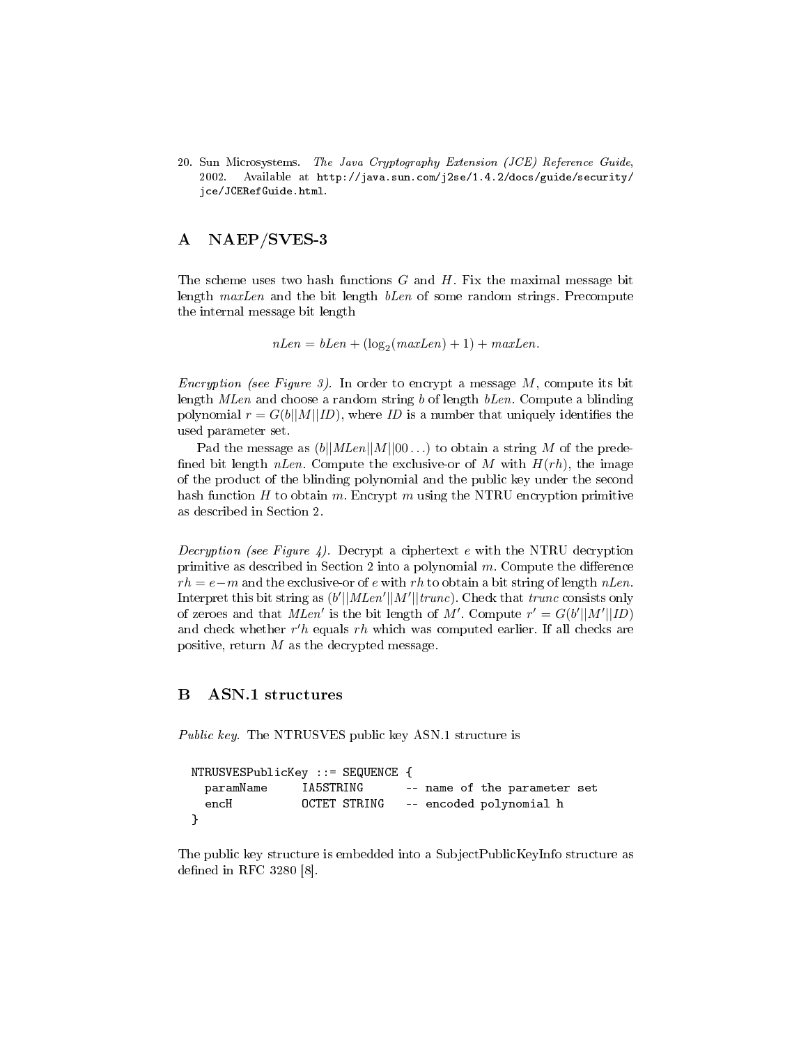20. Sun Microsystems. *The Java Cryptography Extension (JCE) Reference Guide*, 2002. Available at `http://java.sun.com/j2se/1.4.2/docs/guide/security/jce/JCERefGuide.html`.

## A NAEP/SVES-3

The scheme uses two hash functions $G$ and $H$. Fix the maximal message bit length $maxLen$ and the bit length $bLen$ of some random strings. Precompute the internal message bit length

$$nLen = bLen + (\log_2(maxLen) + 1) + maxLen.$$

*Encryption (see Figure 3).* In order to encrypt a message $M$, compute its bit length $MLen$ and choose a random string $b$ of length $bLen$. Compute a blinding polynomial $r = G(b||M||ID)$, where $ID$ is a number that uniquely identifies the used parameter set.

Pad the message as $(b||MLen||M||00\ldots)$ to obtain a string $M$ of the predefined bit length $nLen$. Compute the exclusive-or of $M$ with $H(rh)$, the image of the product of the blinding polynomial and the public key under the second hash function $H$ to obtain $m$. Encrypt $m$ using the NTRU encryption primitive as described in Section 2.

*Decryption (see Figure 4).* Decrypt a ciphertext $e$ with the NTRU decryption primitive as described in Section 2 into a polynomial $m$. Compute the difference $rh = e - m$ and the exclusive-or of $e$ with $rh$ to obtain a bit string of length $nLen$. Interpret this bit string as $(b'||MLen'||M'||trunc)$. Check that $trunc$ consists only of zeroes and that $MLen'$ is the bit length of $M'$. Compute $r' = G(b'||M'||ID)$ and check whether $r'h$ equals $rh$ which was computed earlier. If all checks are positive, return $M$ as the decrypted message.

## B ASN.1 structures

*Public key.* The NTRUSVES public key ASN.1 structure is

```
NTRUSVESPublicKey ::= SEQUENCE {
  paramName     IA5STRING      -- name of the parameter set
  encH          OCTET STRING   -- encoded polynomial h
}
```

The public key structure is embedded into a SubjectPublicKeyInfo structure as defined in RFC 3280 [8].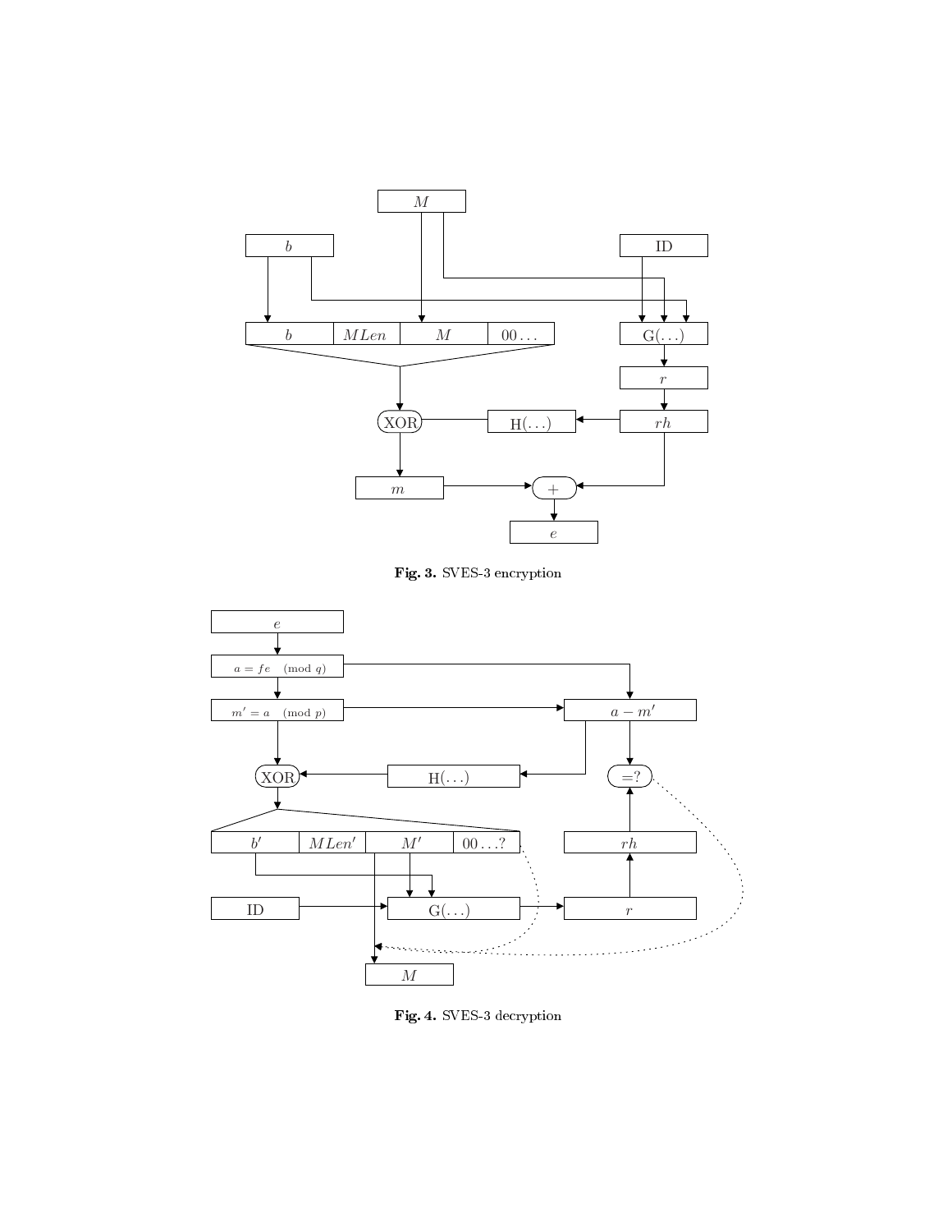**Fig. 3.** SVES-3 encryption

**Fig. 4.** SVES-3 decryption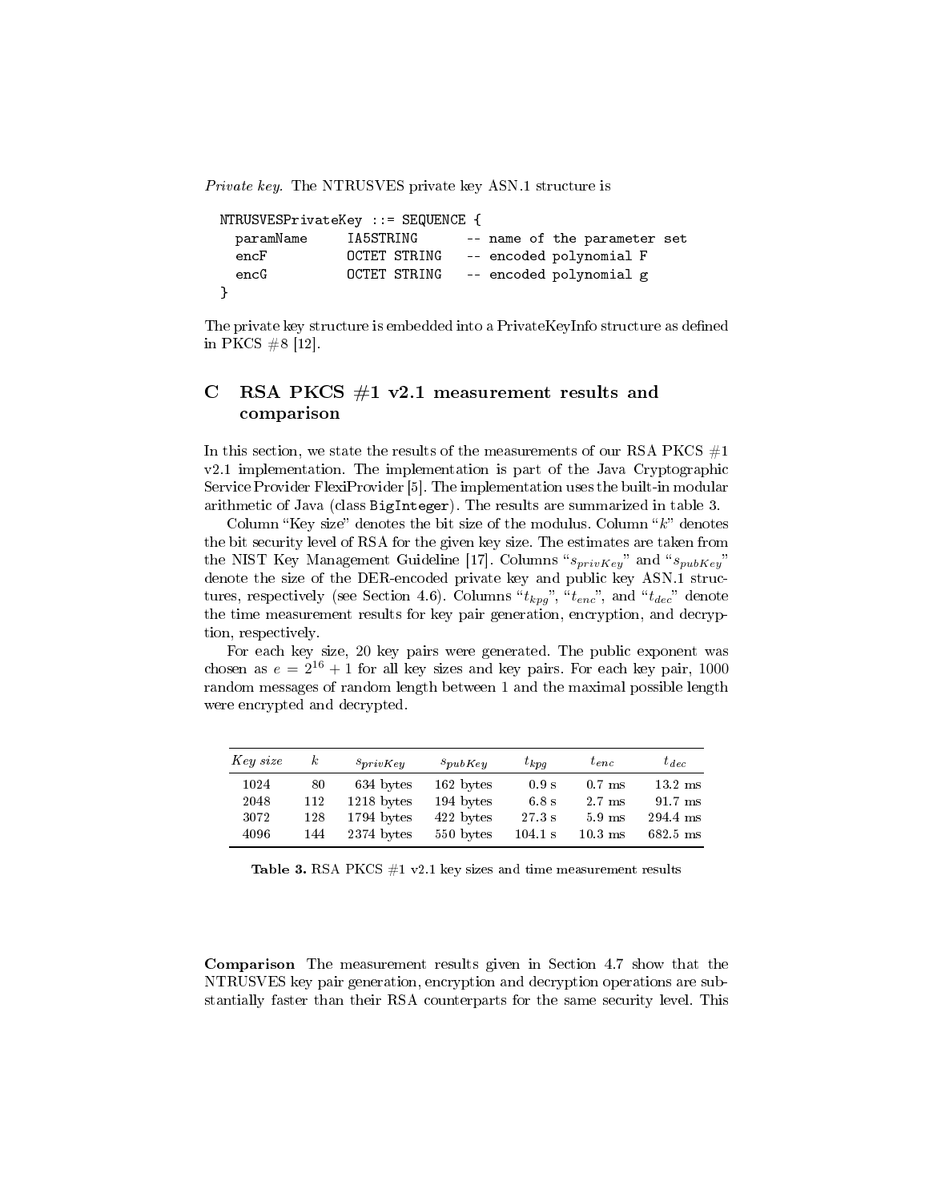*Private key.* The NTRUSVES private key ASN.1 structure is

```
NTRUSVESPrivateKey ::= SEQUENCE {
  paramName     IA5STRING      -- name of the parameter set
  encF          OCTET STRING   -- encoded polynomial F
  encG          OCTET STRING   -- encoded polynomial g
}
```

The private key structure is embedded into a PrivateKeyInfo structure as defined in PKCS #8 [12].

## C RSA PKCS #1 v2.1 measurement results and comparison

In this section, we state the results of the measurements of our RSA PKCS #1 v2.1 implementation. The implementation is part of the Java Cryptographic Service Provider FlexiProvider [5]. The implementation uses the built-in modular arithmetic of Java (class `BigInteger`). The results are summarized in table 3.

Column "Key size" denotes the bit size of the modulus. Column "$k$" denotes the bit security level of RSA for the given key size. The estimates are taken from the NIST Key Management Guideline [17]. Columns "$s_{privKey}$" and "$s_{pubKey}$" denote the size of the DER-encoded private key and public key ASN.1 structures, respectively (see Section 4.6). Columns "$t_{kpg}$", "$t_{enc}$", and "$t_{dec}$" denote the time measurement results for key pair generation, encryption, and decryption, respectively.

For each key size, 20 key pairs were generated. The public exponent was chosen as $e = 2^{16} + 1$ for all key sizes and key pairs. For each key pair, 1000 random messages of random length between 1 and the maximal possible length were encrypted and decrypted.

| *Key size* | $k$ | $s_{privKey}$ | $s_{pubKey}$ | $t_{kpg}$ | $t_{enc}$ | $t_{dec}$ |
|---|---|---|---|---|---|---|
| 1024 | 80 | 634 bytes | 162 bytes | 0.9 s | 0.7 ms | 13.2 ms |
| 2048 | 112 | 1218 bytes | 194 bytes | 6.8 s | 2.7 ms | 91.7 ms |
| 3072 | 128 | 1794 bytes | 422 bytes | 27.3 s | 5.9 ms | 294.4 ms |
| 4096 | 144 | 2374 bytes | 550 bytes | 104.1 s | 10.3 ms | 682.5 ms |

**Table 3.** RSA PKCS #1 v2.1 key sizes and time measurement results

**Comparison** The measurement results given in Section 4.7 show that the NTRUSVES key pair generation, encryption and decryption operations are substantially faster than their RSA counterparts for the same security level. This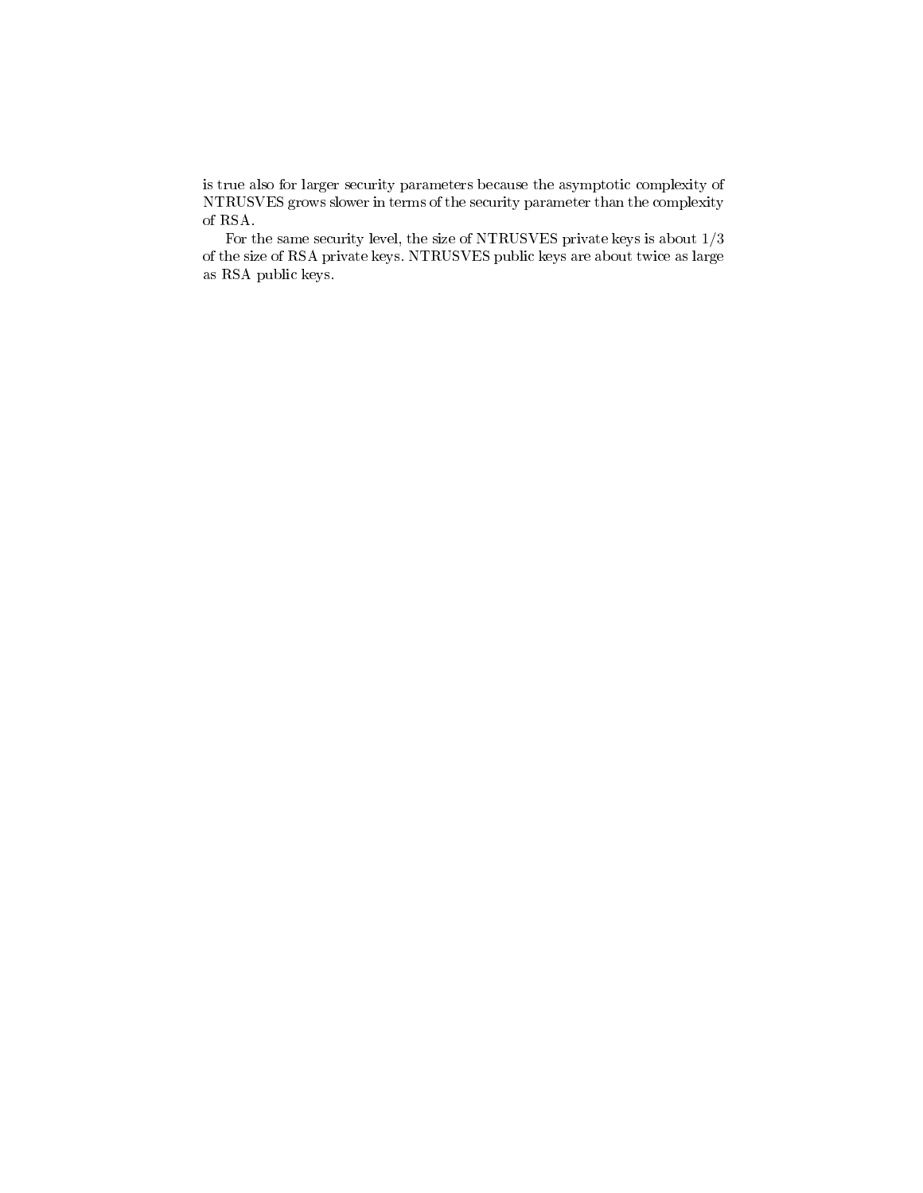is true also for larger security parameters because the asymptotic complexity of NTRUSVES grows slower in terms of the security parameter than the complexity of RSA.

For the same security level, the size of NTRUSVES private keys is about 1/3 of the size of RSA private keys. NTRUSVES public keys are about twice as large as RSA public keys.